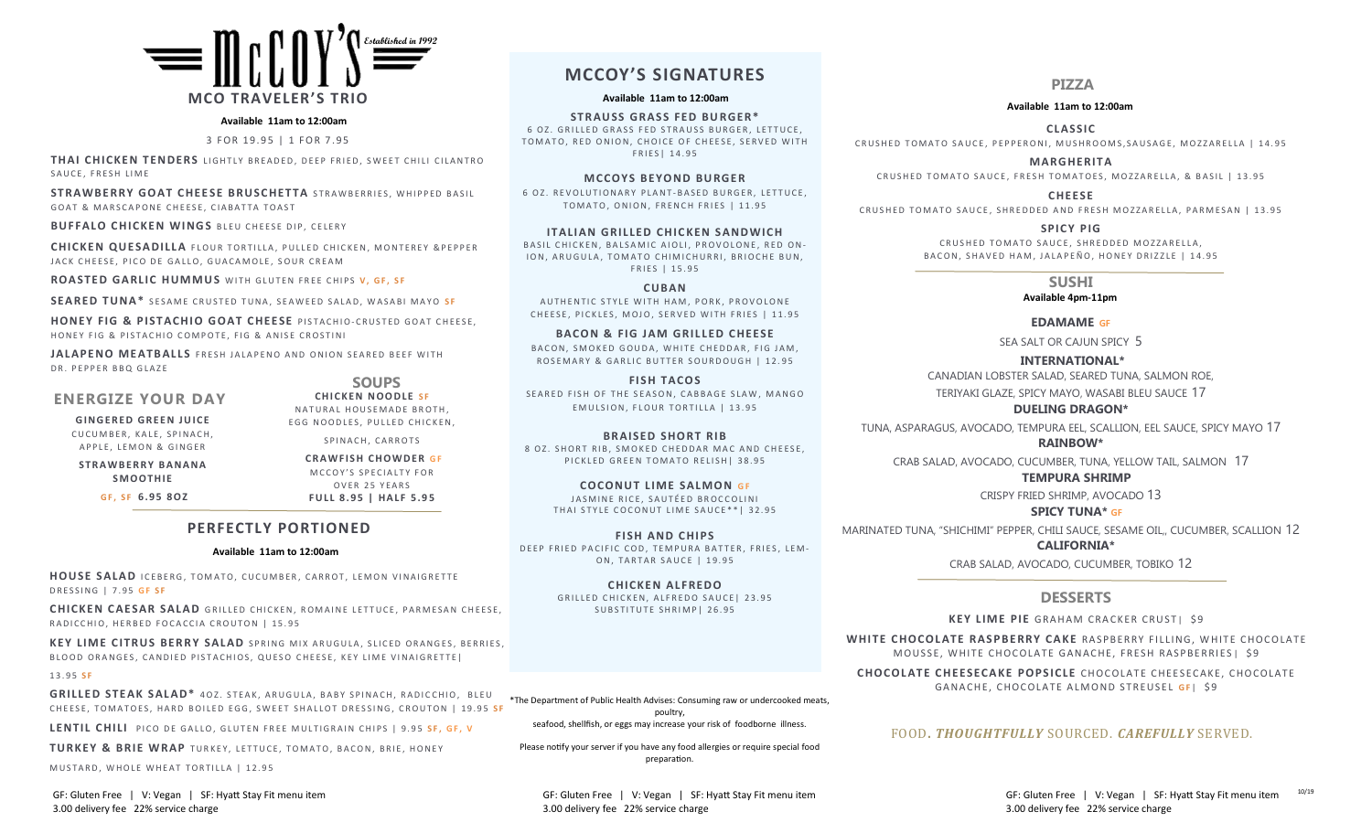# McCOY'S

*Established in 1992*

## MCO TRAVELER'S TRIO

**Available 11am to 12:00am**

3 FOR 19.95 | 1 FOR 7.95

**THAI CHICKEN TENDERS** LIGHTLY BREADED, DEEP FRIED, SWEET CHILI CILANTRO SAUCE, FRESH LIME

**STRAWBERRY GOAT CHEESE BRUSCHETTA** STRAWBERRIES, WHIPPED BASIL GOAT & MARSCAPONE CHEESE, CIABATTA TOAST

**BUFFALO CHICKEN WINGS** BLEU CHEESE DIP, CELERY

**CHICKEN QUESADILLA** FLOUR TORTILLA, PULLED CHICKEN, MONTEREY &PEPPER JACK CHEESE, PICO DE GALLO, GUACAMOLE, SOUR CREAM

**ROASTED GARLIC HUMMUS** WITH GLUTEN FREE CHIPS **V, GF, SF**

**SEARED TUNA*** SESAME CRUSTED TUNA, SEAWEED SALAD, WASABI MAYO **SF**

**HONEY FIG & PISTACHIO GOAT CHEESE** PISTACHIO-CRUSTED GOAT CHEESE, HONEY FIG & PISTACHIO COMPOTE, FIG & ANISE CROSTINI

**JALAPENO MEATBALLS** FRESH JALAPENO AND ONION SEARED BEEF WITH DR. PEPPER BBQ GLAZE

## ENERGIZE YOUR DAY

**GINGERED GREEN JUICE**
CUCUMBER, KALE, SPINACH, APPLE, LEMON & GINGER

**STRAWBERRY BANANA SMOOTHIE**

**GF, SF 6.95 8OZ**

## SOUPS

**CHICKEN NOODLE SF**
NATURAL HOUSEMADE BROTH, EGG NOODLES, PULLED CHICKEN, SPINACH, CARROTS

**CRAWFISH CHOWDER GF**
MCCOY'S SPECIALTY FOR OVER 25 YEARS

**FULL 8.95 | HALF 5.95**

## PERFECTLY PORTIONED

**Available 11am to 12:00am**

**HOUSE SALAD** ICEBERG, TOMATO, CUCUMBER, CARROT, LEMON VINAIGRETTE DRESSING | 7.95 **GF SF**

**CHICKEN CAESAR SALAD** GRILLED CHICKEN, ROMAINE LETTUCE, PARMESAN CHEESE, RADICCHIO, HERBED FOCACCIA CROUTON | 15.95

**KEY LIME CITRUS BERRY SALAD** SPRING MIX ARUGULA, SLICED ORANGES, BERRIES, BLOOD ORANGES, CANDIED PISTACHIOS, QUESO CHEESE, KEY LIME VINAIGRETTE| 13.95 **SF**

**GRILLED STEAK SALAD*** 4OZ. STEAK, ARUGULA, BABY SPINACH, RADICCHIO, BLEU CHEESE, TOMATOES, HARD BOILED EGG, SWEET SHALLOT DRESSING, CROUTON | 19.95 **SF**

**LENTIL CHILI** PICO DE GALLO, GLUTEN FREE MULTIGRAIN CHIPS | 9.95 **SF, GF, V**

**TURKEY & BRIE WRAP** TURKEY, LETTUCE, TOMATO, BACON, BRIE, HONEY MUSTARD, WHOLE WHEAT TORTILLA | 12.95

GF: Gluten Free | V: Vegan | SF: Hyatt Stay Fit menu item
3.00 delivery fee 22% service charge

## MCCOY'S SIGNATURES

**Available 11am to 12:00am**

**STRAUSS GRASS FED BURGER***
6 OZ. GRILLED GRASS FED STRAUSS BURGER, LETTUCE, TOMATO, RED ONION, CHOICE OF CHEESE, SERVED WITH FRIES| 14.95

**MCCOYS BEYOND BURGER**
6 OZ. REVOLUTIONARY PLANT-BASED BURGER, LETTUCE, TOMATO, ONION, FRENCH FRIES | 11.95

**ITALIAN GRILLED CHICKEN SANDWICH**
BASIL CHICKEN, BALSAMIC AIOLI, PROVOLONE, RED ONION, ARUGULA, TOMATO CHIMICHURRI, BRIOCHE BUN, FRIES | 15.95

**CUBAN**
AUTHENTIC STYLE WITH HAM, PORK, PROVOLONE CHEESE, PICKLES, MOJO, SERVED WITH FRIES | 11.95

**BACON & FIG JAM GRILLED CHEESE**
BACON, SMOKED GOUDA, WHITE CHEDDAR, FIG JAM, ROSEMARY & GARLIC BUTTER SOURDOUGH | 12.95

**FISH TACOS**
SEARED FISH OF THE SEASON, CABBAGE SLAW, MANGO EMULSION, FLOUR TORTILLA | 13.95

**BRAISED SHORT RIB**
8 OZ. SHORT RIB, SMOKED CHEDDAR MAC AND CHEESE, PICKLED GREEN TOMATO RELISH| 38.95

**COCONUT LIME SALMON GF**
JASMINE RICE, SAUTÉED BROCCOLINI
THAI STYLE COCONUT LIME SAUCE**| 32.95

**FISH AND CHIPS**
DEEP FRIED PACIFIC COD, TEMPURA BATTER, FRIES, LEMON, TARTAR SAUCE | 19.95

**CHICKEN ALFREDO**
GRILLED CHICKEN, ALFREDO SAUCE| 23.95
SUBSTITUTE SHRIMP| 26.95

*The Department of Public Health Advises: Consuming raw or undercooked meats, poultry, seafood, shellfish, or eggs may increase your risk of foodborne illness.

Please notify your server if you have any food allergies or require special food preparation.

GF: Gluten Free | V: Vegan | SF: Hyatt Stay Fit menu item
3.00 delivery fee 22% service charge

## PIZZA

**Available 11am to 12:00am**

**CLASSIC**
CRUSHED TOMATO SAUCE, PEPPERONI, MUSHROOMS,SAUSAGE, MOZZARELLA | 14.95

**MARGHERITA**
CRUSHED TOMATO SAUCE, FRESH TOMATOES, MOZZARELLA, & BASIL | 13.95

**CHEESE**
CRUSHED TOMATO SAUCE, SHREDDED AND FRESH MOZZARELLA, PARMESAN | 13.95

**SPICY PIG**
CRUSHED TOMATO SAUCE, SHREDDED MOZZARELLA, BACON, SHAVED HAM, JALAPEÑO, HONEY DRIZZLE | 14.95

## SUSHI

**Available 4pm-11pm**

**EDAMAME GF**
SEA SALT OR CAJUN SPICY 5

**INTERNATIONAL***
CANADIAN LOBSTER SALAD, SEARED TUNA, SALMON ROE, TERIYAKI GLAZE, SPICY MAYO, WASABI BLEU SAUCE 17

**DUELING DRAGON***
TUNA, ASPARAGUS, AVOCADO, TEMPURA EEL, SCALLION, EEL SAUCE, SPICY MAYO 17

**RAINBOW***
CRAB SALAD, AVOCADO, CUCUMBER, TUNA, YELLOW TAIL, SALMON 17

**TEMPURA SHRIMP**
CRISPY FRIED SHRIMP, AVOCADO 13

**SPICY TUNA* GF**
MARINATED TUNA, "SHICHIMI" PEPPER, CHILI SAUCE, SESAME OIL,, CUCUMBER, SCALLION 12

**CALIFORNIA***
CRAB SALAD, AVOCADO, CUCUMBER, TOBIKO 12

## DESSERTS

**KEY LIME PIE** GRAHAM CRACKER CRUST| $9

**WHITE CHOCOLATE RASPBERRY CAKE** RASPBERRY FILLING, WHITE CHOCOLATE MOUSSE, WHITE CHOCOLATE GANACHE, FRESH RASPBERRIES| $9

**CHOCOLATE CHEESECAKE POPSICLE** CHOCOLATE CHEESECAKE, CHOCOLATE GANACHE, CHOCOLATE ALMOND STREUSEL **GF|** $9

FOOD. ***THOUGHTFULLY*** SOURCED. ***CAREFULLY*** SERVED.

GF: Gluten Free | V: Vegan | SF: Hyatt Stay Fit menu item
3.00 delivery fee 22% service charge

10/19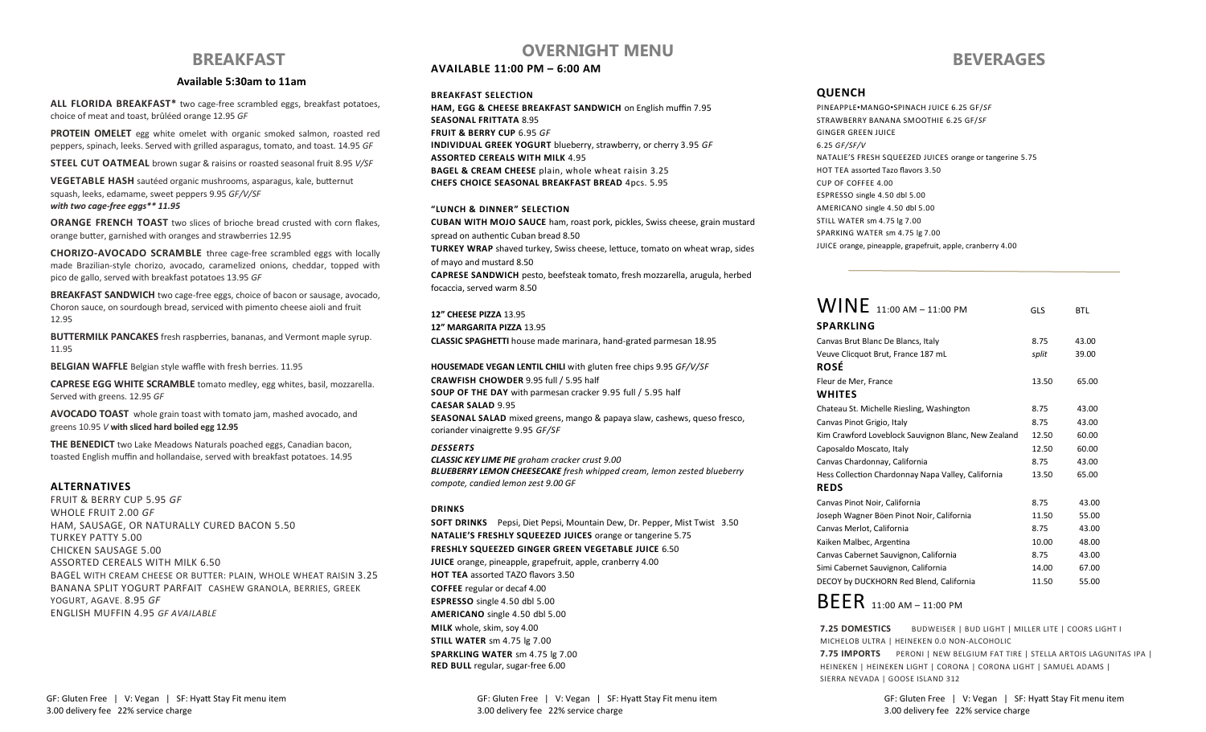# BREAKFAST

**Available 5:30am to 11am**

**ALL FLORIDA BREAKFAST*** two cage-free scrambled eggs, breakfast potatoes, choice of meat and toast, brûléed orange 12.95 *GF*

**PROTEIN OMELET** egg white omelet with organic smoked salmon, roasted red peppers, spinach, leeks. Served with grilled asparagus, tomato, and toast. 14.95 *GF*

**STEEL CUT OATMEAL** brown sugar & raisins or roasted seasonal fruit 8.95 *V/SF*

**VEGETABLE HASH** sautéed organic mushrooms, asparagus, kale, butternut squash, leeks, edamame, sweet peppers 9.95 *GF/V/SF*
***with two cage-free eggs** 11.95***

**ORANGE FRENCH TOAST** two slices of brioche bread crusted with corn flakes, orange butter, garnished with oranges and strawberries 12.95

**CHORIZO-AVOCADO SCRAMBLE** three cage-free scrambled eggs with locally made Brazilian-style chorizo, avocado, caramelized onions, cheddar, topped with pico de gallo, served with breakfast potatoes 13.95 *GF*

**BREAKFAST SANDWICH** two cage-free eggs, choice of bacon or sausage, avocado, Choron sauce, on sourdough bread, serviced with pimento cheese aioli and fruit 12.95

**BUTTERMILK PANCAKES** fresh raspberries, bananas, and Vermont maple syrup. 11.95

**BELGIAN WAFFLE** Belgian style waffle with fresh berries. 11.95

**CAPRESE EGG WHITE SCRAMBLE** tomato medley, egg whites, basil, mozzarella. Served with greens. 12.95 *GF*

**AVOCADO TOAST** whole grain toast with tomato jam, mashed avocado, and greens 10.95 *V* **with sliced hard boiled egg 12.95**

**THE BENEDICT** two Lake Meadows Naturals poached eggs, Canadian bacon, toasted English muffin and hollandaise, served with breakfast potatoes. 14.95

### ALTERNATIVES

FRUIT & BERRY CUP 5.95 *GF*
WHOLE FRUIT 2.00 *GF*
HAM, SAUSAGE, OR NATURALLY CURED BACON 5.50
TURKEY PATTY 5.00
CHICKEN SAUSAGE 5.00
ASSORTED CEREALS WITH MILK 6.50
BAGEL WITH CREAM CHEESE OR BUTTER: PLAIN, WHOLE WHEAT RAISIN 3.25
BANANA SPLIT YOGURT PARFAIT CASHEW GRANOLA, BERRIES, GREEK YOGURT, AGAVE. 8.95 *GF*
ENGLISH MUFFIN 4.95 *GF AVAILABLE*

GF: Gluten Free | V: Vegan | SF: Hyatt Stay Fit menu item
3.00 delivery fee 22% service charge

# OVERNIGHT MENU

**AVAILABLE 11:00 PM – 6:00 AM**

**BREAKFAST SELECTION**

**HAM, EGG & CHEESE BREAKFAST SANDWICH** on English muffin 7.95
**SEASONAL FRITTATA** 8.95
**FRUIT & BERRY CUP** 6.95 *GF*
**INDIVIDUAL GREEK YOGURT** blueberry, strawberry, or cherry 3.95 *GF*
**ASSORTED CEREALS WITH MILK** 4.95
**BAGEL & CREAM CHEESE** plain, whole wheat raisin 3.25
**CHEFS CHOICE SEASONAL BREAKFAST BREAD** 4pcs. 5.95

**"LUNCH & DINNER" SELECTION**

**CUBAN WITH MOJO SAUCE** ham, roast pork, pickles, Swiss cheese, grain mustard spread on authentic Cuban bread 8.50
**TURKEY WRAP** shaved turkey, Swiss cheese, lettuce, tomato on wheat wrap, sides of mayo and mustard 8.50
**CAPRESE SANDWICH** pesto, beefsteak tomato, fresh mozzarella, arugula, herbed focaccia, served warm 8.50

**12" CHEESE PIZZA** 13.95
**12" MARGARITA PIZZA** 13.95
**CLASSIC SPAGHETTI** house made marinara, hand-grated parmesan 18.95

**HOUSEMADE VEGAN LENTIL CHILI** with gluten free chips 9.95 *GF/V/SF*
**CRAWFISH CHOWDER** 9.95 full / 5.95 half
**SOUP OF THE DAY** with parmesan cracker 9.95 full / 5.95 half
**CAESAR SALAD** 9.95
**SEASONAL SALAD** mixed greens, mango & papaya slaw, cashews, queso fresco, coriander vinaigrette 9.95 *GF/SF*

***DESSERTS***

***CLASSIC KEY LIME PIE** graham cracker crust 9.00*
***BLUEBERRY LEMON CHEESECAKE** fresh whipped cream, lemon zested blueberry compote, candied lemon zest 9.00 GF*

**DRINKS**

**SOFT DRINKS** Pepsi, Diet Pepsi, Mountain Dew, Dr. Pepper, Mist Twist 3.50
**NATALIE'S FRESHLY SQUEEZED JUICES** orange or tangerine 5.75
**FRESHLY SQUEEZED GINGER GREEN VEGETABLE JUICE** 6.50
**JUICE** orange, pineapple, grapefruit, apple, cranberry 4.00
**HOT TEA** assorted TAZO flavors 3.50
**COFFEE** regular or decaf 4.00
**ESPRESSO** single 4.50 dbl 5.00
**AMERICANO** single 4.50 dbl 5.00
**MILK** whole, skim, soy 4.00
**STILL WATER** sm 4.75 lg 7.00
**SPARKLING WATER** sm 4.75 lg 7.00
**RED BULL** regular, sugar-free 6.00

GF: Gluten Free | V: Vegan | SF: Hyatt Stay Fit menu item
3.00 delivery fee 22% service charge

# BEVERAGES

### QUENCH

PINEAPPLE•MANGO•SPINACH JUICE 6.25 GF/*SF*
STRAWBERRY BANANA SMOOTHIE 6.25 GF/*SF*
GINGER GREEN JUICE
6.25 *GF/SF/V*
NATALIE'S FRESH SQUEEZED JUICES orange or tangerine 5.75
HOT TEA assorted Tazo flavors 3.50
CUP OF COFFEE 4.00
ESPRESSO single 4.50 dbl 5.00
AMERICANO single 4.50 dbl 5.00
STILL WATER sm 4.75 lg 7.00
SPARKING WATER sm 4.75 lg 7.00
JUICE orange, pineapple, grapefruit, apple, cranberry 4.00

## WINE 11:00 AM – 11:00 PM

| | GLS | BTL |
|---|---|---|
| **SPARKLING** | | |
| Canvas Brut Blanc De Blancs, Italy | 8.75 | 43.00 |
| Veuve Clicquot Brut, France 187 mL | *split* | 39.00 |
| **ROSÉ** | | |
| Fleur de Mer, France | 13.50 | 65.00 |
| **WHITES** | | |
| Chateau St. Michelle Riesling, Washington | 8.75 | 43.00 |
| Canvas Pinot Grigio, Italy | 8.75 | 43.00 |
| Kim Crawford Loveblock Sauvignon Blanc, New Zealand | 12.50 | 60.00 |
| Caposaldo Moscato, Italy | 12.50 | 60.00 |
| Canvas Chardonnay, California | 8.75 | 43.00 |
| Hess Collection Chardonnay Napa Valley, California | 13.50 | 65.00 |
| **REDS** | | |
| Canvas Pinot Noir, California | 8.75 | 43.00 |
| Joseph Wagner Böen Pinot Noir, California | 11.50 | 55.00 |
| Canvas Merlot, California | 8.75 | 43.00 |
| Kaiken Malbec, Argentina | 10.00 | 48.00 |
| Canvas Cabernet Sauvignon, California | 8.75 | 43.00 |
| Simi Cabernet Sauvignon, California | 14.00 | 67.00 |
| DECOY by DUCKHORN Red Blend, California | 11.50 | 55.00 |

## BEER 11:00 AM – 11:00 PM

**7.25 DOMESTICS** BUDWEISER | BUD LIGHT | MILLER LITE | COORS LIGHT I MICHELOB ULTRA | HEINEKEN 0.0 NON-ALCOHOLIC
**7.75 IMPORTS** PERONI | NEW BELGIUM FAT TIRE | STELLA ARTOIS LAGUNITAS IPA | HEINEKEN | HEINEKEN LIGHT | CORONA | CORONA LIGHT | SAMUEL ADAMS | SIERRA NEVADA | GOOSE ISLAND 312

GF: Gluten Free | V: Vegan | SF: Hyatt Stay Fit menu item
3.00 delivery fee 22% service charge